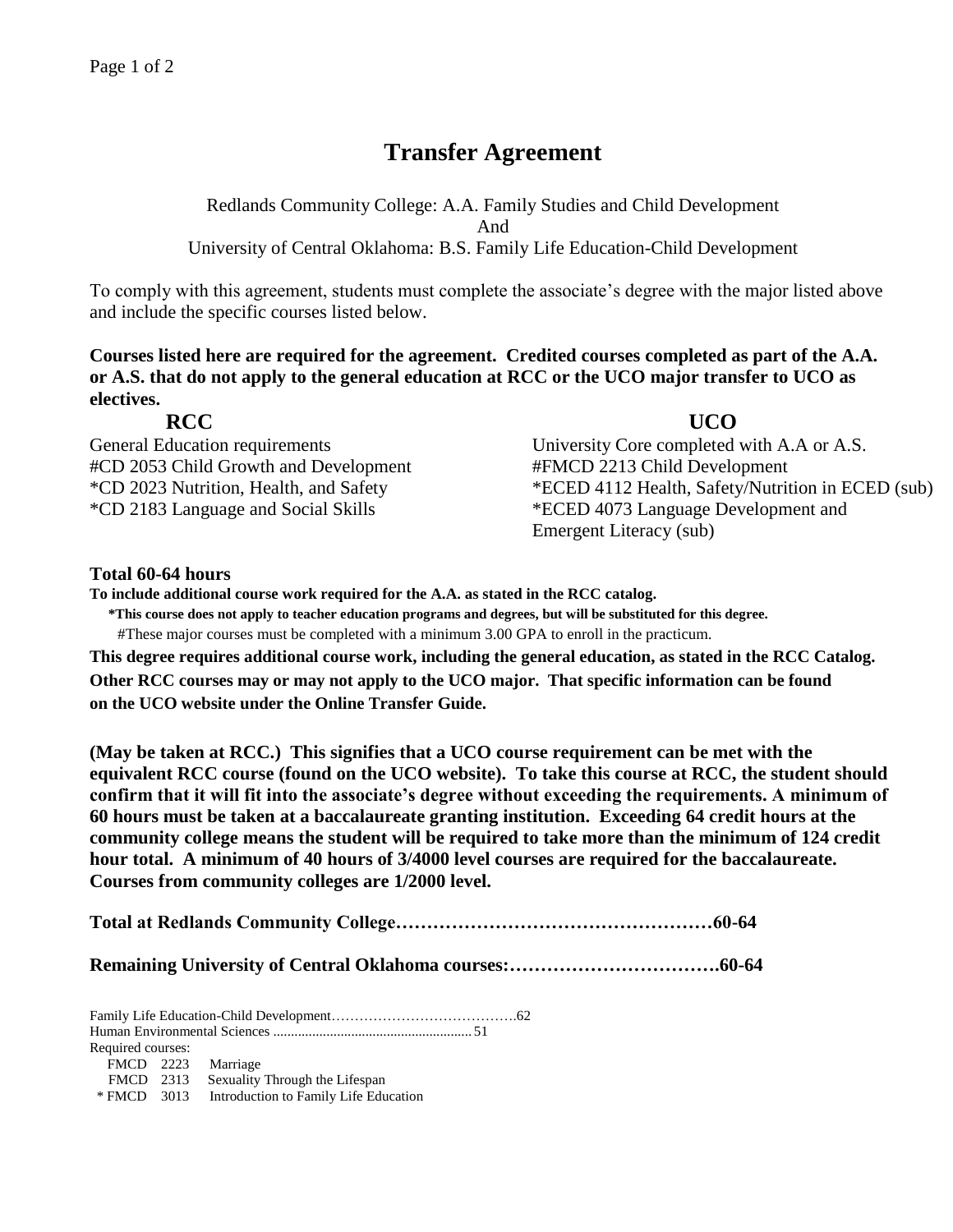# Transfer Agreement

Redlands Community College: A.A. Family Studies and Child Development
And
University of Central Oklahoma: B.S. Family Life Education-Child Development

To comply with this agreement, students must complete the associate's degree with the major listed above and include the specific courses listed below.

**Courses listed here are required for the agreement. Credited courses completed as part of the A.A. or A.S. that do not apply to the general education at RCC or the UCO major transfer to UCO as electives.**

| RCC | UCO |
|---|---|
| General Education requirements | University Core completed with A.A or A.S. |
| #CD 2053 Child Growth and Development | #FMCD 2213 Child Development |
| *CD 2023 Nutrition, Health, and Safety | *ECED 4112 Health, Safety/Nutrition in ECED (sub) |
| *CD 2183 Language and Social Skills | *ECED 4073 Language Development and Emergent Literacy (sub) |

**Total 60-64 hours**

**To include additional course work required for the A.A. as stated in the RCC catalog.**

**\*This course does not apply to teacher education programs and degrees, but will be substituted for this degree.**

#These major courses must be completed with a minimum 3.00 GPA to enroll in the practicum.

**This degree requires additional course work, including the general education, as stated in the RCC Catalog. Other RCC courses may or may not apply to the UCO major. That specific information can be found on the UCO website under the Online Transfer Guide.**

**(May be taken at RCC.) This signifies that a UCO course requirement can be met with the equivalent RCC course (found on the UCO website). To take this course at RCC, the student should confirm that it will fit into the associate's degree without exceeding the requirements. A minimum of 60 hours must be taken at a baccalaureate granting institution. Exceeding 64 credit hours at the community college means the student will be required to take more than the minimum of 124 credit hour total. A minimum of 40 hours of 3/4000 level courses are required for the baccalaureate. Courses from community colleges are 1/2000 level.**

**Total at Redlands Community College……………………………………………60-64**

**Remaining University of Central Oklahoma courses:…………………………….60-64**

Family Life Education-Child Development………………………………….62
Human Environmental Sciences .......................................................51
Required courses:

FMCD 2223 Marriage
FMCD 2313 Sexuality Through the Lifespan
* FMCD 3013 Introduction to Family Life Education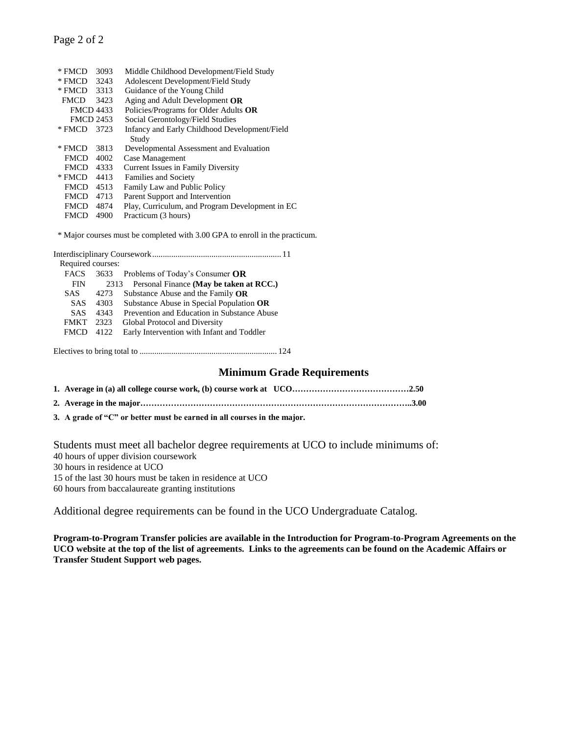| | | |
|---|---|---|
| * FMCD | 3093 | Middle Childhood Development/Field Study |
| * FMCD | 3243 | Adolescent Development/Field Study |
| * FMCD | 3313 | Guidance of the Young Child |
| FMCD | 3423 | Aging and Adult Development **OR** |
| FMCD | 4433 | Policies/Programs for Older Adults **OR** |
| FMCD | 2453 | Social Gerontology/Field Studies |
| * FMCD | 3723 | Infancy and Early Childhood Development/Field Study |
| * FMCD | 3813 | Developmental Assessment and Evaluation |
| FMCD | 4002 | Case Management |
| FMCD | 4333 | Current Issues in Family Diversity |
| * FMCD | 4413 | Families and Society |
| FMCD | 4513 | Family Law and Public Policy |
| FMCD | 4713 | Parent Support and Intervention |
| FMCD | 4874 | Play, Curriculum, and Program Development in EC |
| FMCD | 4900 | Practicum (3 hours) |

* Major courses must be completed with 3.00 GPA to enroll in the practicum.

Interdisciplinary Coursework............................................................ 11

Required courses:

| | | |
|---|---|---|
| FACS | 3633 | Problems of Today's Consumer **OR** |
| FIN | 2313 | Personal Finance **(May be taken at RCC.)** |
| SAS | 4273 | Substance Abuse and the Family **OR** |
| SAS | 4303 | Substance Abuse in Special Population **OR** |
| SAS | 4343 | Prevention and Education in Substance Abuse |
| FMKT | 2323 | Global Protocol and Diversity |
| FMCD | 4122 | Early Intervention with Infant and Toddler |

Electives to bring total to ................................................................ 124

## Minimum Grade Requirements

1. **Average in (a) all college course work, (b) course work at UCO……………………………………2.50**
2. **Average in the major……………………………………………………………………………………..3.00**
3. **A grade of "C" or better must be earned in all courses in the major.**

Students must meet all bachelor degree requirements at UCO to include minimums of:
40 hours of upper division coursework
30 hours in residence at UCO
15 of the last 30 hours must be taken in residence at UCO
60 hours from baccalaureate granting institutions

Additional degree requirements can be found in the UCO Undergraduate Catalog.

**Program-to-Program Transfer policies are available in the Introduction for Program-to-Program Agreements on the UCO website at the top of the list of agreements. Links to the agreements can be found on the Academic Affairs or Transfer Student Support web pages.**